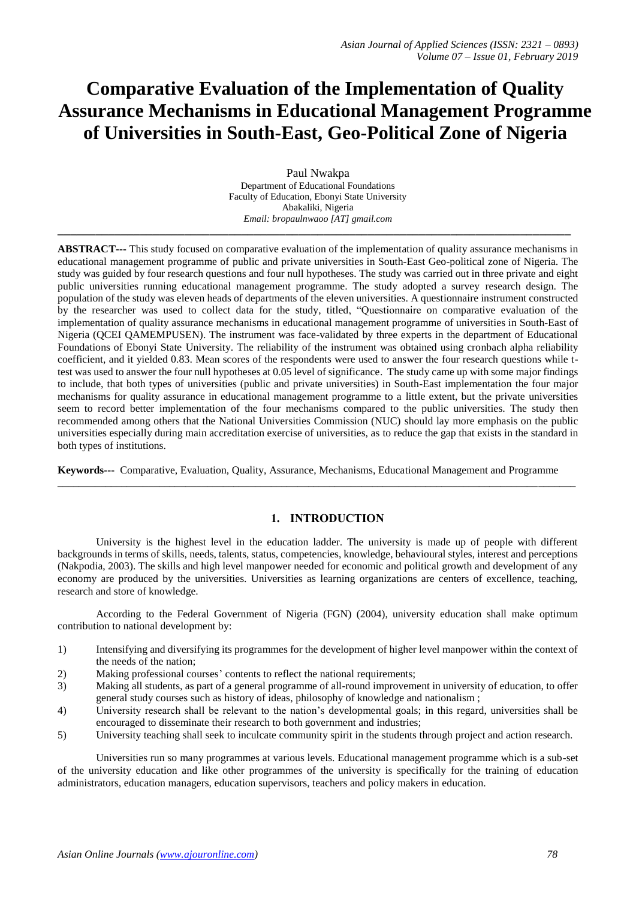# Comparative Evaluation of the Implementation of Quality Assurance Mechanisms in Educational Management Programme of Universities in South-East, Geo-Political Zone of Nigeria

Paul Nwakpa
Department of Educational Foundations
Faculty of Education, Ebonyi State University
Abakaliki, Nigeria
*Email: bropaulnwaoo [AT] gmail.com*

---

**ABSTRACT---** This study focused on comparative evaluation of the implementation of quality assurance mechanisms in educational management programme of public and private universities in South-East Geo-political zone of Nigeria. The study was guided by four research questions and four null hypotheses. The study was carried out in three private and eight public universities running educational management programme. The study adopted a survey research design. The population of the study was eleven heads of departments of the eleven universities. A questionnaire instrument constructed by the researcher was used to collect data for the study, titled, "Questionnaire on comparative evaluation of the implementation of quality assurance mechanisms in educational management programme of universities in South-East of Nigeria (QCEI QAMEMPUSEN). The instrument was face-validated by three experts in the department of Educational Foundations of Ebonyi State University. The reliability of the instrument was obtained using cronbach alpha reliability coefficient, and it yielded 0.83. Mean scores of the respondents were used to answer the four research questions while t-test was used to answer the four null hypotheses at 0.05 level of significance. The study came up with some major findings to include, that both types of universities (public and private universities) in South-East implementation the four major mechanisms for quality assurance in educational management programme to a little extent, but the private universities seem to record better implementation of the four mechanisms compared to the public universities. The study then recommended among others that the National Universities Commission (NUC) should lay more emphasis on the public universities especially during main accreditation exercise of universities, as to reduce the gap that exists in the standard in both types of institutions.

**Keywords---** Comparative, Evaluation, Quality, Assurance, Mechanisms, Educational Management and Programme

---

## 1. INTRODUCTION

University is the highest level in the education ladder. The university is made up of people with different backgrounds in terms of skills, needs, talents, status, competencies, knowledge, behavioural styles, interest and perceptions (Nakpodia, 2003). The skills and high level manpower needed for economic and political growth and development of any economy are produced by the universities. Universities as learning organizations are centers of excellence, teaching, research and store of knowledge.

According to the Federal Government of Nigeria (FGN) (2004), university education shall make optimum contribution to national development by:

1) Intensifying and diversifying its programmes for the development of higher level manpower within the context of the needs of the nation;
2) Making professional courses' contents to reflect the national requirements;
3) Making all students, as part of a general programme of all-round improvement in university of education, to offer general study courses such as history of ideas, philosophy of knowledge and nationalism ;
4) University research shall be relevant to the nation's developmental goals; in this regard, universities shall be encouraged to disseminate their research to both government and industries;
5) University teaching shall seek to inculcate community spirit in the students through project and action research.

Universities run so many programmes at various levels. Educational management programme which is a sub-set of the university education and like other programmes of the university is specifically for the training of education administrators, education managers, education supervisors, teachers and policy makers in education.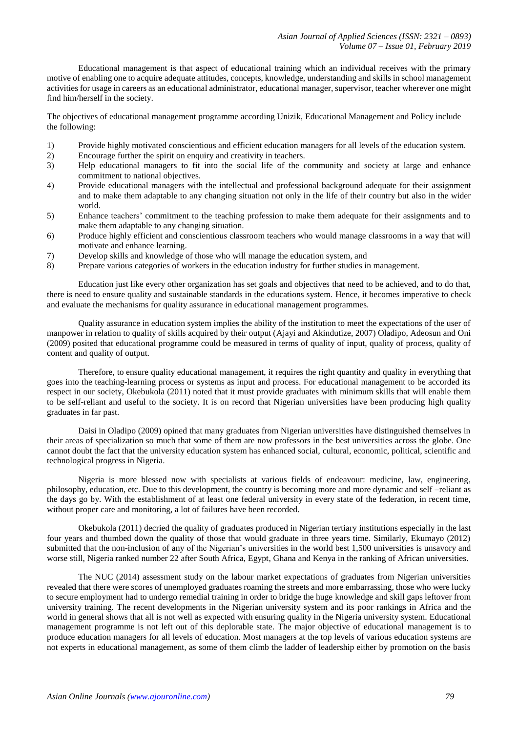Educational management is that aspect of educational training which an individual receives with the primary motive of enabling one to acquire adequate attitudes, concepts, knowledge, understanding and skills in school management activities for usage in careers as an educational administrator, educational manager, supervisor, teacher wherever one might find him/herself in the society.

The objectives of educational management programme according Unizik, Educational Management and Policy include the following:

1) Provide highly motivated conscientious and efficient education managers for all levels of the education system.
2) Encourage further the spirit on enquiry and creativity in teachers.
3) Help educational managers to fit into the social life of the community and society at large and enhance commitment to national objectives.
4) Provide educational managers with the intellectual and professional background adequate for their assignment and to make them adaptable to any changing situation not only in the life of their country but also in the wider world.
5) Enhance teachers' commitment to the teaching profession to make them adequate for their assignments and to make them adaptable to any changing situation.
6) Produce highly efficient and conscientious classroom teachers who would manage classrooms in a way that will motivate and enhance learning.
7) Develop skills and knowledge of those who will manage the education system, and
8) Prepare various categories of workers in the education industry for further studies in management.

Education just like every other organization has set goals and objectives that need to be achieved, and to do that, there is need to ensure quality and sustainable standards in the educations system. Hence, it becomes imperative to check and evaluate the mechanisms for quality assurance in educational management programmes.

Quality assurance in education system implies the ability of the institution to meet the expectations of the user of manpower in relation to quality of skills acquired by their output (Ajayi and Akindutize, 2007) Oladipo, Adeosun and Oni (2009) posited that educational programme could be measured in terms of quality of input, quality of process, quality of content and quality of output.

Therefore, to ensure quality educational management, it requires the right quantity and quality in everything that goes into the teaching-learning process or systems as input and process. For educational management to be accorded its respect in our society, Okebukola (2011) noted that it must provide graduates with minimum skills that will enable them to be self-reliant and useful to the society. It is on record that Nigerian universities have been producing high quality graduates in far past.

Daisi in Oladipo (2009) opined that many graduates from Nigerian universities have distinguished themselves in their areas of specialization so much that some of them are now professors in the best universities across the globe. One cannot doubt the fact that the university education system has enhanced social, cultural, economic, political, scientific and technological progress in Nigeria.

Nigeria is more blessed now with specialists at various fields of endeavour: medicine, law, engineering, philosophy, education, etc. Due to this development, the country is becoming more and more dynamic and self –reliant as the days go by. With the establishment of at least one federal university in every state of the federation, in recent time, without proper care and monitoring, a lot of failures have been recorded.

Okebukola (2011) decried the quality of graduates produced in Nigerian tertiary institutions especially in the last four years and thumbed down the quality of those that would graduate in three years time. Similarly, Ekumayo (2012) submitted that the non-inclusion of any of the Nigerian's universities in the world best 1,500 universities is unsavory and worse still, Nigeria ranked number 22 after South Africa, Egypt, Ghana and Kenya in the ranking of African universities.

The NUC (2014) assessment study on the labour market expectations of graduates from Nigerian universities revealed that there were scores of unemployed graduates roaming the streets and more embarrassing, those who were lucky to secure employment had to undergo remedial training in order to bridge the huge knowledge and skill gaps leftover from university training. The recent developments in the Nigerian university system and its poor rankings in Africa and the world in general shows that all is not well as expected with ensuring quality in the Nigeria university system. Educational management programme is not left out of this deplorable state. The major objective of educational management is to produce education managers for all levels of education. Most managers at the top levels of various education systems are not experts in educational management, as some of them climb the ladder of leadership either by promotion on the basis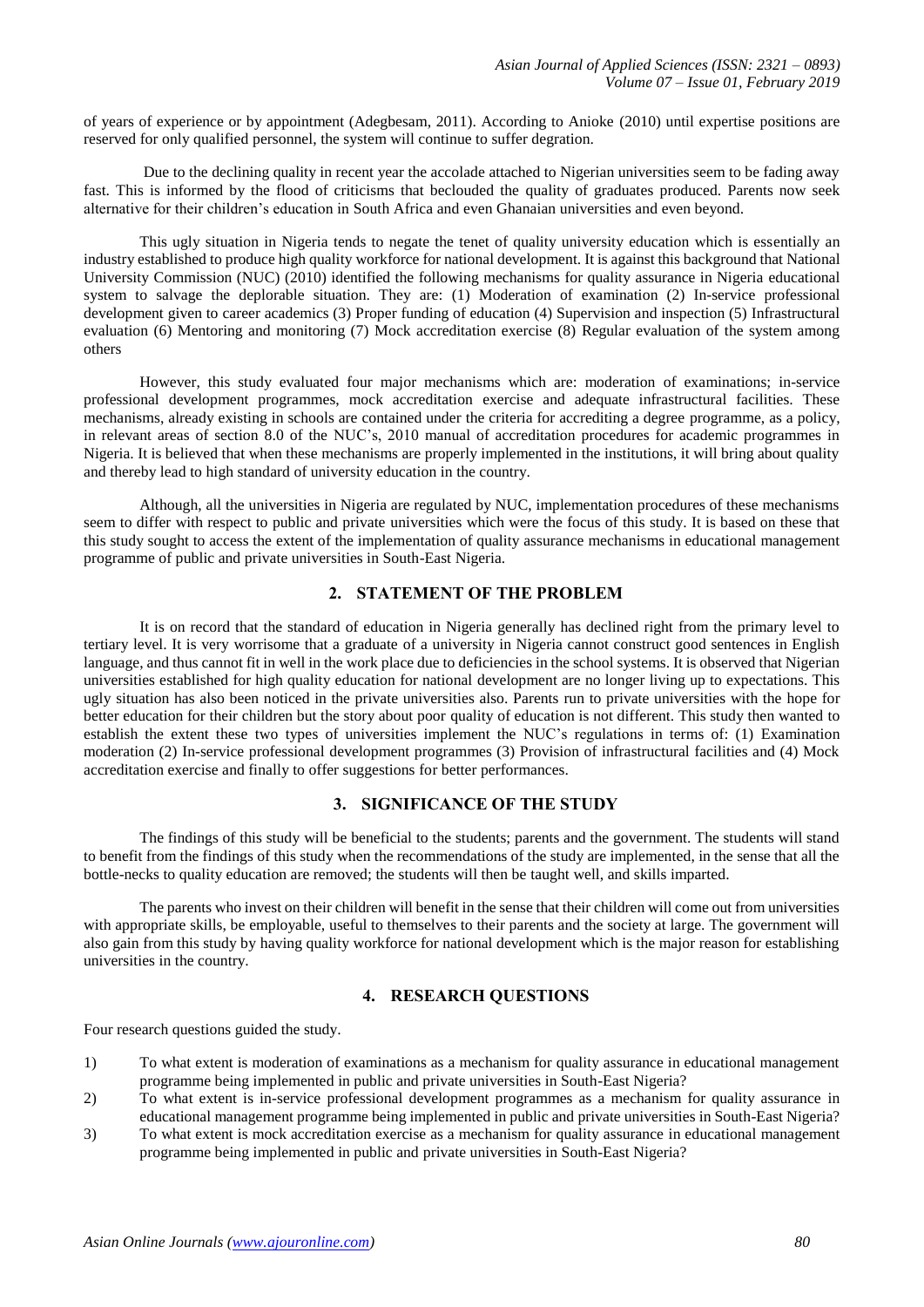of years of experience or by appointment (Adegbesam, 2011). According to Anioke (2010) until expertise positions are reserved for only qualified personnel, the system will continue to suffer degration.

Due to the declining quality in recent year the accolade attached to Nigerian universities seem to be fading away fast. This is informed by the flood of criticisms that beclouded the quality of graduates produced. Parents now seek alternative for their children's education in South Africa and even Ghanaian universities and even beyond.

This ugly situation in Nigeria tends to negate the tenet of quality university education which is essentially an industry established to produce high quality workforce for national development. It is against this background that National University Commission (NUC) (2010) identified the following mechanisms for quality assurance in Nigeria educational system to salvage the deplorable situation. They are: (1) Moderation of examination (2) In-service professional development given to career academics (3) Proper funding of education (4) Supervision and inspection (5) Infrastructural evaluation (6) Mentoring and monitoring (7) Mock accreditation exercise (8) Regular evaluation of the system among others

However, this study evaluated four major mechanisms which are: moderation of examinations; in-service professional development programmes, mock accreditation exercise and adequate infrastructural facilities. These mechanisms, already existing in schools are contained under the criteria for accrediting a degree programme, as a policy, in relevant areas of section 8.0 of the NUC's, 2010 manual of accreditation procedures for academic programmes in Nigeria. It is believed that when these mechanisms are properly implemented in the institutions, it will bring about quality and thereby lead to high standard of university education in the country.

Although, all the universities in Nigeria are regulated by NUC, implementation procedures of these mechanisms seem to differ with respect to public and private universities which were the focus of this study. It is based on these that this study sought to access the extent of the implementation of quality assurance mechanisms in educational management programme of public and private universities in South-East Nigeria.

## 2. STATEMENT OF THE PROBLEM

It is on record that the standard of education in Nigeria generally has declined right from the primary level to tertiary level. It is very worrisome that a graduate of a university in Nigeria cannot construct good sentences in English language, and thus cannot fit in well in the work place due to deficiencies in the school systems. It is observed that Nigerian universities established for high quality education for national development are no longer living up to expectations. This ugly situation has also been noticed in the private universities also. Parents run to private universities with the hope for better education for their children but the story about poor quality of education is not different. This study then wanted to establish the extent these two types of universities implement the NUC's regulations in terms of: (1) Examination moderation (2) In-service professional development programmes (3) Provision of infrastructural facilities and (4) Mock accreditation exercise and finally to offer suggestions for better performances.

## 3. SIGNIFICANCE OF THE STUDY

The findings of this study will be beneficial to the students; parents and the government. The students will stand to benefit from the findings of this study when the recommendations of the study are implemented, in the sense that all the bottle-necks to quality education are removed; the students will then be taught well, and skills imparted.

The parents who invest on their children will benefit in the sense that their children will come out from universities with appropriate skills, be employable, useful to themselves to their parents and the society at large. The government will also gain from this study by having quality workforce for national development which is the major reason for establishing universities in the country.

## 4. RESEARCH QUESTIONS

Four research questions guided the study.

1) To what extent is moderation of examinations as a mechanism for quality assurance in educational management programme being implemented in public and private universities in South-East Nigeria?
2) To what extent is in-service professional development programmes as a mechanism for quality assurance in educational management programme being implemented in public and private universities in South-East Nigeria?
3) To what extent is mock accreditation exercise as a mechanism for quality assurance in educational management programme being implemented in public and private universities in South-East Nigeria?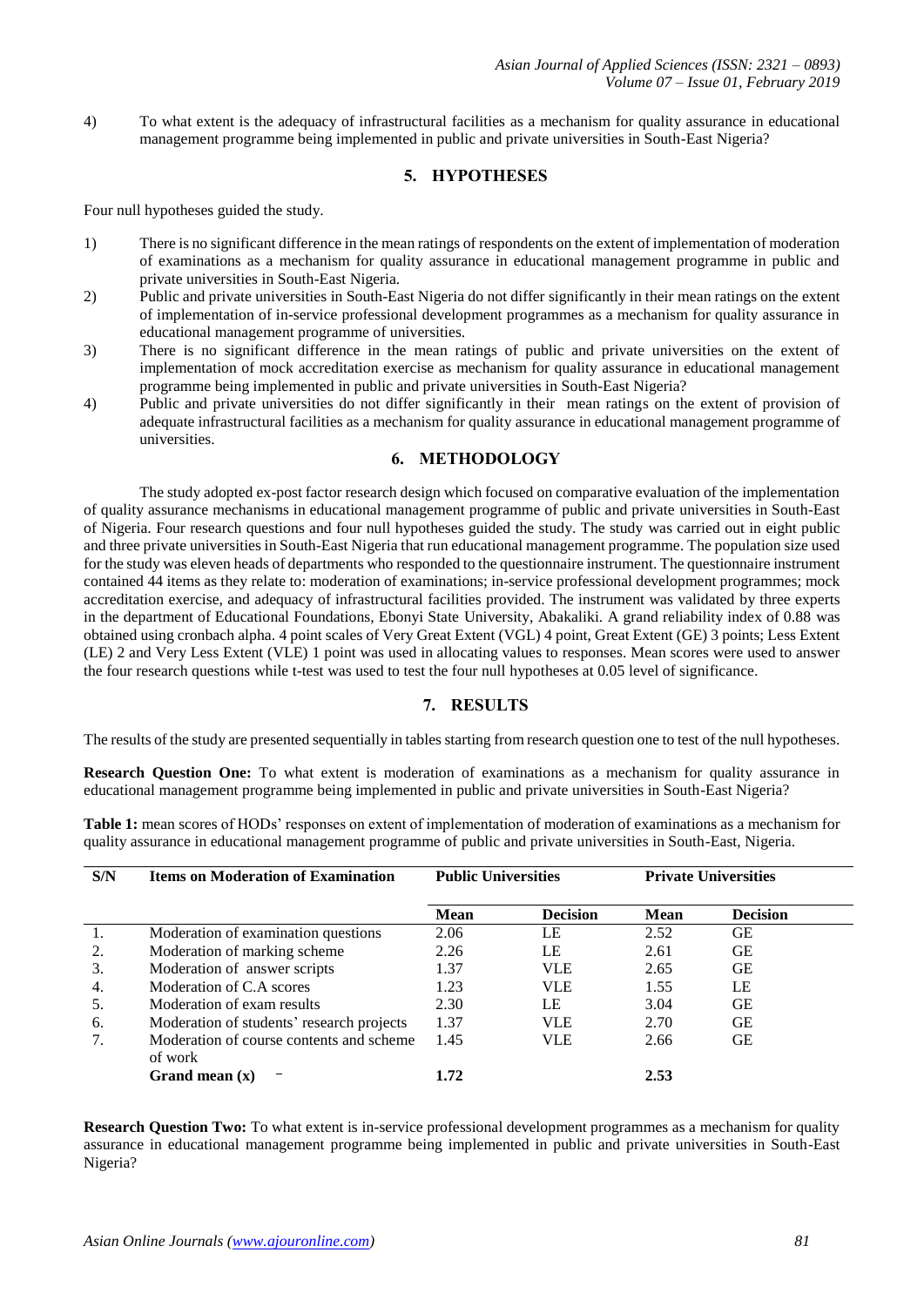4) To what extent is the adequacy of infrastructural facilities as a mechanism for quality assurance in educational management programme being implemented in public and private universities in South-East Nigeria?

## 5. HYPOTHESES

Four null hypotheses guided the study.

1) There is no significant difference in the mean ratings of respondents on the extent of implementation of moderation of examinations as a mechanism for quality assurance in educational management programme in public and private universities in South-East Nigeria.
2) Public and private universities in South-East Nigeria do not differ significantly in their mean ratings on the extent of implementation of in-service professional development programmes as a mechanism for quality assurance in educational management programme of universities.
3) There is no significant difference in the mean ratings of public and private universities on the extent of implementation of mock accreditation exercise as mechanism for quality assurance in educational management programme being implemented in public and private universities in South-East Nigeria?
4) Public and private universities do not differ significantly in their mean ratings on the extent of provision of adequate infrastructural facilities as a mechanism for quality assurance in educational management programme of universities.

## 6. METHODOLOGY

The study adopted ex-post factor research design which focused on comparative evaluation of the implementation of quality assurance mechanisms in educational management programme of public and private universities in South-East of Nigeria. Four research questions and four null hypotheses guided the study. The study was carried out in eight public and three private universities in South-East Nigeria that run educational management programme. The population size used for the study was eleven heads of departments who responded to the questionnaire instrument. The questionnaire instrument contained 44 items as they relate to: moderation of examinations; in-service professional development programmes; mock accreditation exercise, and adequacy of infrastructural facilities provided. The instrument was validated by three experts in the department of Educational Foundations, Ebonyi State University, Abakaliki. A grand reliability index of 0.88 was obtained using cronbach alpha. 4 point scales of Very Great Extent (VGL) 4 point, Great Extent (GE) 3 points; Less Extent (LE) 2 and Very Less Extent (VLE) 1 point was used in allocating values to responses. Mean scores were used to answer the four research questions while t-test was used to test the four null hypotheses at 0.05 level of significance.

## 7. RESULTS

The results of the study are presented sequentially in tables starting from research question one to test of the null hypotheses.

**Research Question One:** To what extent is moderation of examinations as a mechanism for quality assurance in educational management programme being implemented in public and private universities in South-East Nigeria?

**Table 1:** mean scores of HODs' responses on extent of implementation of moderation of examinations as a mechanism for quality assurance in educational management programme of public and private universities in South-East, Nigeria.

| S/N | Items on Moderation of Examination | Public Universities | | Private Universities | |
|---|---|---|---|---|---|
| | | **Mean** | **Decision** | **Mean** | **Decision** |
| 1. | Moderation of examination questions | 2.06 | LE | 2.52 | GE |
| 2. | Moderation of marking scheme | 2.26 | LE | 2.61 | GE |
| 3. | Moderation of answer scripts | 1.37 | VLE | 2.65 | GE |
| 4. | Moderation of C.A scores | 1.23 | VLE | 1.55 | LE |
| 5. | Moderation of exam results | 2.30 | LE | 3.04 | GE |
| 6. | Moderation of students' research projects | 1.37 | VLE | 2.70 | GE |
| 7. | Moderation of course contents and scheme of work | 1.45 | VLE | 2.66 | GE |
| | **Grand mean ($\bar{x}$)** | **1.72** | | **2.53** | |

**Research Question Two:** To what extent is in-service professional development programmes as a mechanism for quality assurance in educational management programme being implemented in public and private universities in South-East Nigeria?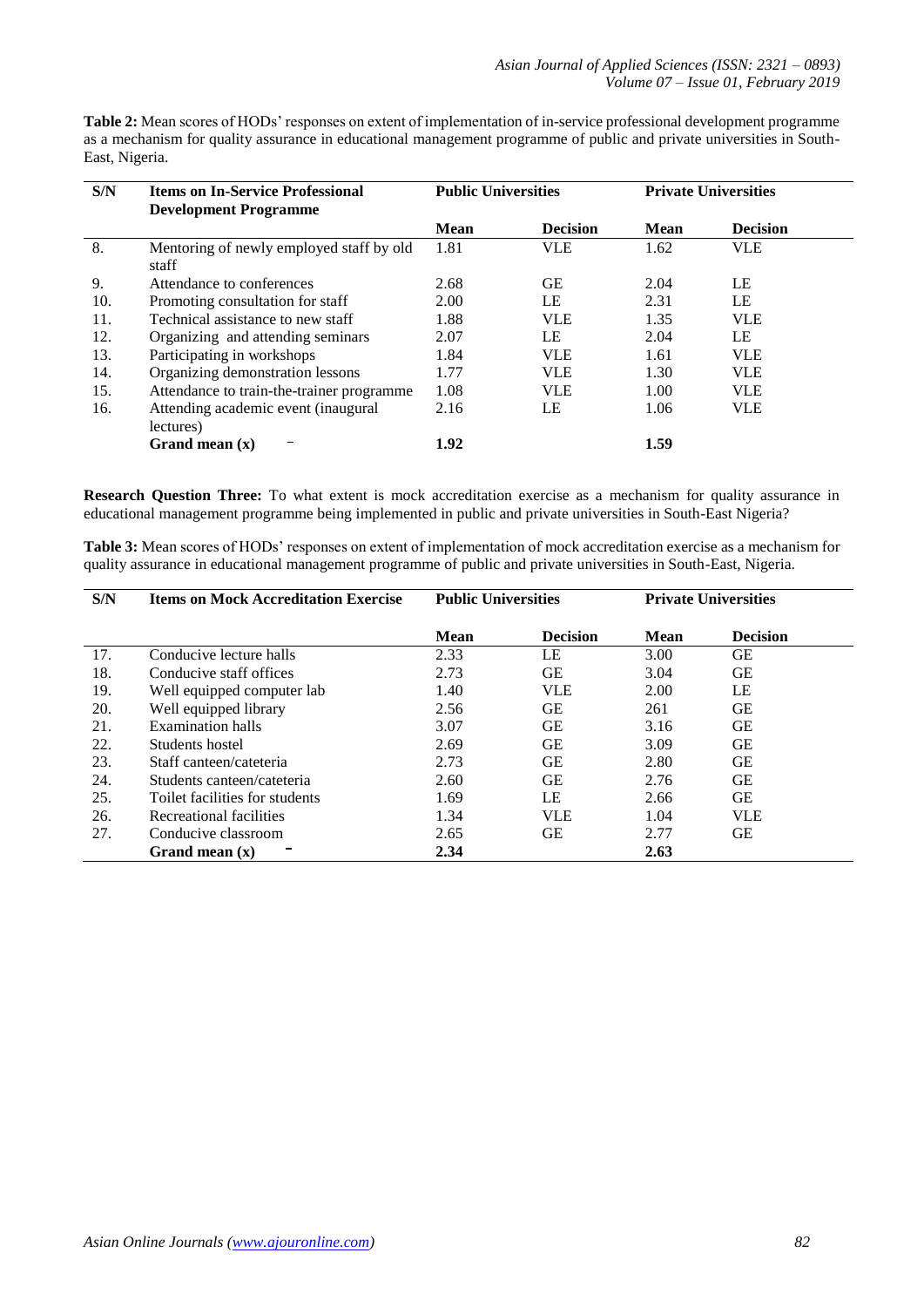**Table 2:** Mean scores of HODs' responses on extent of implementation of in-service professional development programme as a mechanism for quality assurance in educational management programme of public and private universities in South-East, Nigeria.

| S/N | Items on In-Service Professional Development Programme | Public Universities | | Private Universities | |
|---|---|---|---|---|---|
| | | Mean | Decision | Mean | Decision |
| 8. | Mentoring of newly employed staff by old staff | 1.81 | VLE | 1.62 | VLE |
| 9. | Attendance to conferences | 2.68 | GE | 2.04 | LE |
| 10. | Promoting consultation for staff | 2.00 | LE | 2.31 | LE |
| 11. | Technical assistance to new staff | 1.88 | VLE | 1.35 | VLE |
| 12. | Organizing and attending seminars | 2.07 | LE | 2.04 | LE |
| 13. | Participating in workshops | 1.84 | VLE | 1.61 | VLE |
| 14. | Organizing demonstration lessons | 1.77 | VLE | 1.30 | VLE |
| 15. | Attendance to train-the-trainer programme | 1.08 | VLE | 1.00 | VLE |
| 16. | Attending academic event (inaugural lectures) | 2.16 | LE | 1.06 | VLE |
| | **Grand mean ($\bar{x}$)** | **1.92** | | **1.59** | |

**Research Question Three:** To what extent is mock accreditation exercise as a mechanism for quality assurance in educational management programme being implemented in public and private universities in South-East Nigeria?

**Table 3:** Mean scores of HODs' responses on extent of implementation of mock accreditation exercise as a mechanism for quality assurance in educational management programme of public and private universities in South-East, Nigeria.

| S/N | Items on Mock Accreditation Exercise | Public Universities | | Private Universities | |
|---|---|---|---|---|---|
| | | Mean | Decision | Mean | Decision |
| 17. | Conducive lecture halls | 2.33 | LE | 3.00 | GE |
| 18. | Conducive staff offices | 2.73 | GE | 3.04 | GE |
| 19. | Well equipped computer lab | 1.40 | VLE | 2.00 | LE |
| 20. | Well equipped library | 2.56 | GE | 261 | GE |
| 21. | Examination halls | 3.07 | GE | 3.16 | GE |
| 22. | Students hostel | 2.69 | GE | 3.09 | GE |
| 23. | Staff canteen/cateteria | 2.73 | GE | 2.80 | GE |
| 24. | Students canteen/cateteria | 2.60 | GE | 2.76 | GE |
| 25. | Toilet facilities for students | 1.69 | LE | 2.66 | GE |
| 26. | Recreational facilities | 1.34 | VLE | 1.04 | VLE |
| 27. | Conducive classroom | 2.65 | GE | 2.77 | GE |
| | **Grand mean ($\bar{x}$)** | **2.34** | | **2.63** | |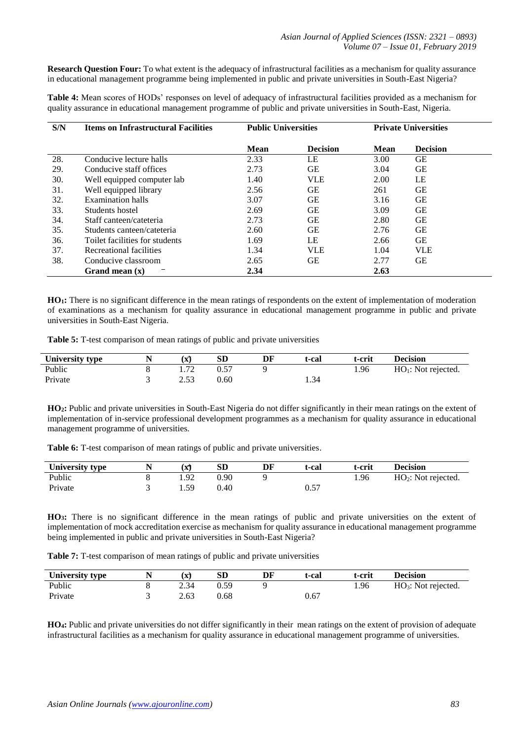**Research Question Four:** To what extent is the adequacy of infrastructural facilities as a mechanism for quality assurance in educational management programme being implemented in public and private universities in South-East Nigeria?

**Table 4:** Mean scores of HODs' responses on level of adequacy of infrastructural facilities provided as a mechanism for quality assurance in educational management programme of public and private universities in South-East, Nigeria.

| S/N | Items on Infrastructural Facilities | Public Universities | | Private Universities | |
|---|---|---|---|---|---|
| | | **Mean** | **Decision** | **Mean** | **Decision** |
| 28. | Conducive lecture halls | 2.33 | LE | 3.00 | GE |
| 29. | Conducive staff offices | 2.73 | GE | 3.04 | GE |
| 30. | Well equipped computer lab | 1.40 | VLE | 2.00 | LE |
| 31. | Well equipped library | 2.56 | GE | 261 | GE |
| 32. | Examination halls | 3.07 | GE | 3.16 | GE |
| 33. | Students hostel | 2.69 | GE | 3.09 | GE |
| 34. | Staff canteen/cateteria | 2.73 | GE | 2.80 | GE |
| 35. | Students canteen/cateteria | 2.60 | GE | 2.76 | GE |
| 36. | Toilet facilities for students | 1.69 | LE | 2.66 | GE |
| 37. | Recreational facilities | 1.34 | VLE | 1.04 | VLE |
| 38. | Conducive classroom | 2.65 | GE | 2.77 | GE |
| | **Grand mean ($\bar{x}$)** | **2.34** | | **2.63** | |

**$HO_1$:** There is no significant difference in the mean ratings of respondents on the extent of implementation of moderation of examinations as a mechanism for quality assurance in educational management programme in public and private universities in South-East Nigeria.

**Table 5:** T-test comparison of mean ratings of public and private universities

| University type | N | ($\bar{x}$) | SD | DF | t-cal | t-crit | Decision |
|---|---|---|---|---|---|---|---|
| Public | 8 | 1.72 | 0.57 | 9 | | 1.96 | $HO_1$: Not rejected. |
| Private | 3 | 2.53 | 0.60 | | 1.34 | | |

**$HO_2$:** Public and private universities in South-East Nigeria do not differ significantly in their mean ratings on the extent of implementation of in-service professional development programmes as a mechanism for quality assurance in educational management programme of universities.

**Table 6:** T-test comparison of mean ratings of public and private universities.

| University type | N | ($\bar{x}$) | SD | DF | t-cal | t-crit | Decision |
|---|---|---|---|---|---|---|---|
| Public | 8 | 1.92 | 0.90 | 9 | | 1.96 | $HO_2$: Not rejected. |
| Private | 3 | 1.59 | 0.40 | | 0.57 | | |

**$HO_3$:** There is no significant difference in the mean ratings of public and private universities on the extent of implementation of mock accreditation exercise as mechanism for quality assurance in educational management programme being implemented in public and private universities in South-East Nigeria?

**Table 7:** T-test comparison of mean ratings of public and private universities

| University type | N | ($\bar{x}$) | SD | DF | t-cal | t-crit | Decision |
|---|---|---|---|---|---|---|---|
| Public | 8 | 2.34 | 0.59 | 9 | | 1.96 | $HO_3$: Not rejected. |
| Private | 3 | 2.63 | 0.68 | | 0.67 | | |

**$HO_4$:** Public and private universities do not differ significantly in their mean ratings on the extent of provision of adequate infrastructural facilities as a mechanism for quality assurance in educational management programme of universities.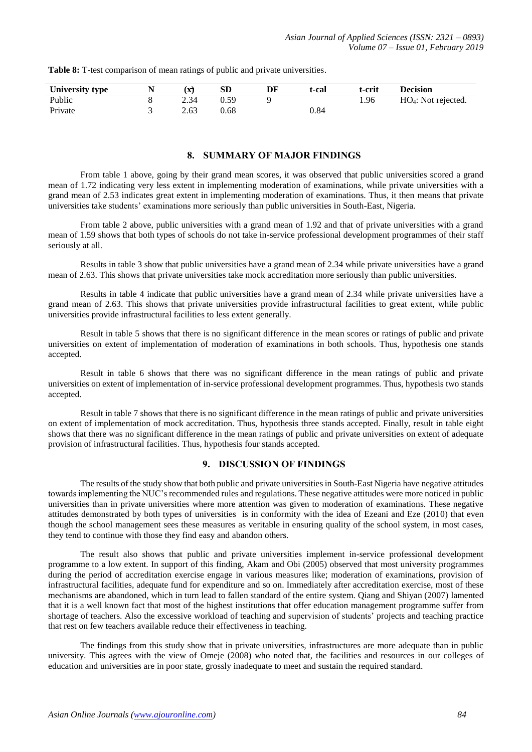**Table 8:** T-test comparison of mean ratings of public and private universities.

| University type | N | (x) | SD | DF | t-cal | t-crit | Decision |
|---|---|---|---|---|---|---|---|
| Public | 8 | 2.34 | 0.59 | 9 | | 1.96 | $HO_4$: Not rejected. |
| Private | 3 | 2.63 | 0.68 | | 0.84 | | |

## 8. SUMMARY OF MAJOR FINDINGS

From table 1 above, going by their grand mean scores, it was observed that public universities scored a grand mean of 1.72 indicating very less extent in implementing moderation of examinations, while private universities with a grand mean of 2.53 indicates great extent in implementing moderation of examinations. Thus, it then means that private universities take students' examinations more seriously than public universities in South-East, Nigeria.

From table 2 above, public universities with a grand mean of 1.92 and that of private universities with a grand mean of 1.59 shows that both types of schools do not take in-service professional development programmes of their staff seriously at all.

Results in table 3 show that public universities have a grand mean of 2.34 while private universities have a grand mean of 2.63. This shows that private universities take mock accreditation more seriously than public universities.

Results in table 4 indicate that public universities have a grand mean of 2.34 while private universities have a grand mean of 2.63. This shows that private universities provide infrastructural facilities to great extent, while public universities provide infrastructural facilities to less extent generally.

Result in table 5 shows that there is no significant difference in the mean scores or ratings of public and private universities on extent of implementation of moderation of examinations in both schools. Thus, hypothesis one stands accepted.

Result in table 6 shows that there was no significant difference in the mean ratings of public and private universities on extent of implementation of in-service professional development programmes. Thus, hypothesis two stands accepted.

Result in table 7 shows that there is no significant difference in the mean ratings of public and private universities on extent of implementation of mock accreditation. Thus, hypothesis three stands accepted. Finally, result in table eight shows that there was no significant difference in the mean ratings of public and private universities on extent of adequate provision of infrastructural facilities. Thus, hypothesis four stands accepted.

## 9. DISCUSSION OF FINDINGS

The results of the study show that both public and private universities in South-East Nigeria have negative attitudes towards implementing the NUC's recommended rules and regulations. These negative attitudes were more noticed in public universities than in private universities where more attention was given to moderation of examinations. These negative attitudes demonstrated by both types of universities is in conformity with the idea of Ezeani and Eze (2010) that even though the school management sees these measures as veritable in ensuring quality of the school system, in most cases, they tend to continue with those they find easy and abandon others.

The result also shows that public and private universities implement in-service professional development programme to a low extent. In support of this finding, Akam and Obi (2005) observed that most university programmes during the period of accreditation exercise engage in various measures like; moderation of examinations, provision of infrastructural facilities, adequate fund for expenditure and so on. Immediately after accreditation exercise, most of these mechanisms are abandoned, which in turn lead to fallen standard of the entire system. Qiang and Shiyan (2007) lamented that it is a well known fact that most of the highest institutions that offer education management programme suffer from shortage of teachers. Also the excessive workload of teaching and supervision of students' projects and teaching practice that rest on few teachers available reduce their effectiveness in teaching.

The findings from this study show that in private universities, infrastructures are more adequate than in public university. This agrees with the view of Omeje (2008) who noted that, the facilities and resources in our colleges of education and universities are in poor state, grossly inadequate to meet and sustain the required standard.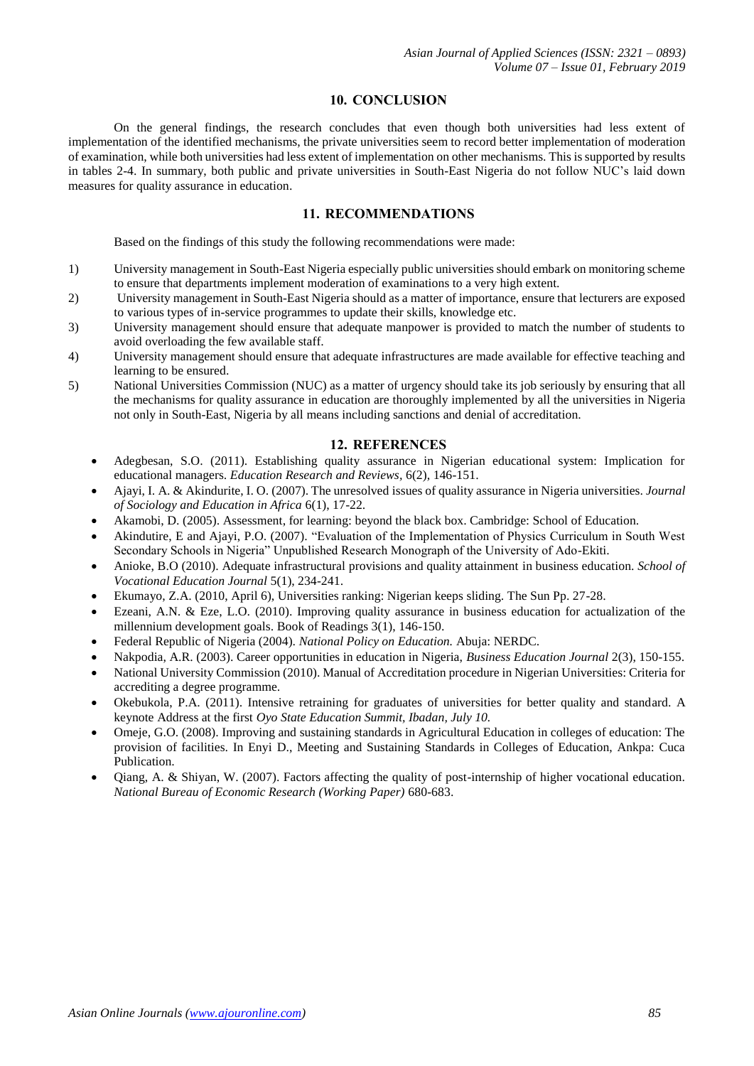## 10. CONCLUSION

On the general findings, the research concludes that even though both universities had less extent of implementation of the identified mechanisms, the private universities seem to record better implementation of moderation of examination, while both universities had less extent of implementation on other mechanisms. This is supported by results in tables 2-4. In summary, both public and private universities in South-East Nigeria do not follow NUC's laid down measures for quality assurance in education.

## 11. RECOMMENDATIONS

Based on the findings of this study the following recommendations were made:

1) University management in South-East Nigeria especially public universities should embark on monitoring scheme to ensure that departments implement moderation of examinations to a very high extent.
2) University management in South-East Nigeria should as a matter of importance, ensure that lecturers are exposed to various types of in-service programmes to update their skills, knowledge etc.
3) University management should ensure that adequate manpower is provided to match the number of students to avoid overloading the few available staff.
4) University management should ensure that adequate infrastructures are made available for effective teaching and learning to be ensured.
5) National Universities Commission (NUC) as a matter of urgency should take its job seriously by ensuring that all the mechanisms for quality assurance in education are thoroughly implemented by all the universities in Nigeria not only in South-East, Nigeria by all means including sanctions and denial of accreditation.

## 12. REFERENCES

- Adegbesan, S.O. (2011). Establishing quality assurance in Nigerian educational system: Implication for educational managers. *Education Research and Reviews*, 6(2), 146-151.
- Ajayi, I. A. & Akindurite, I. O. (2007). The unresolved issues of quality assurance in Nigeria universities. *Journal of Sociology and Education in Africa* 6(1), 17-22.
- Akamobi, D. (2005). Assessment, for learning: beyond the black box. Cambridge: School of Education.
- Akindutire, E and Ajayi, P.O. (2007). "Evaluation of the Implementation of Physics Curriculum in South West Secondary Schools in Nigeria" Unpublished Research Monograph of the University of Ado-Ekiti.
- Anioke, B.O (2010). Adequate infrastructural provisions and quality attainment in business education. *School of Vocational Education Journal* 5(1), 234-241.
- Ekumayo, Z.A. (2010, April 6), Universities ranking: Nigerian keeps sliding. The Sun Pp. 27-28.
- Ezeani, A.N. & Eze, L.O. (2010). Improving quality assurance in business education for actualization of the millennium development goals. Book of Readings 3(1), 146-150.
- Federal Republic of Nigeria (2004). *National Policy on Education.* Abuja: NERDC.
- Nakpodia, A.R. (2003). Career opportunities in education in Nigeria, *Business Education Journal* 2(3), 150-155.
- National University Commission (2010). Manual of Accreditation procedure in Nigerian Universities: Criteria for accrediting a degree programme.
- Okebukola, P.A. (2011). Intensive retraining for graduates of universities for better quality and standard. A keynote Address at the first *Oyo State Education Summit, Ibadan, July 10.*
- Omeje, G.O. (2008). Improving and sustaining standards in Agricultural Education in colleges of education: The provision of facilities. In Enyi D., Meeting and Sustaining Standards in Colleges of Education, Ankpa: Cuca Publication.
- Qiang, A. & Shiyan, W. (2007). Factors affecting the quality of post-internship of higher vocational education. *National Bureau of Economic Research (Working Paper)* 680-683.